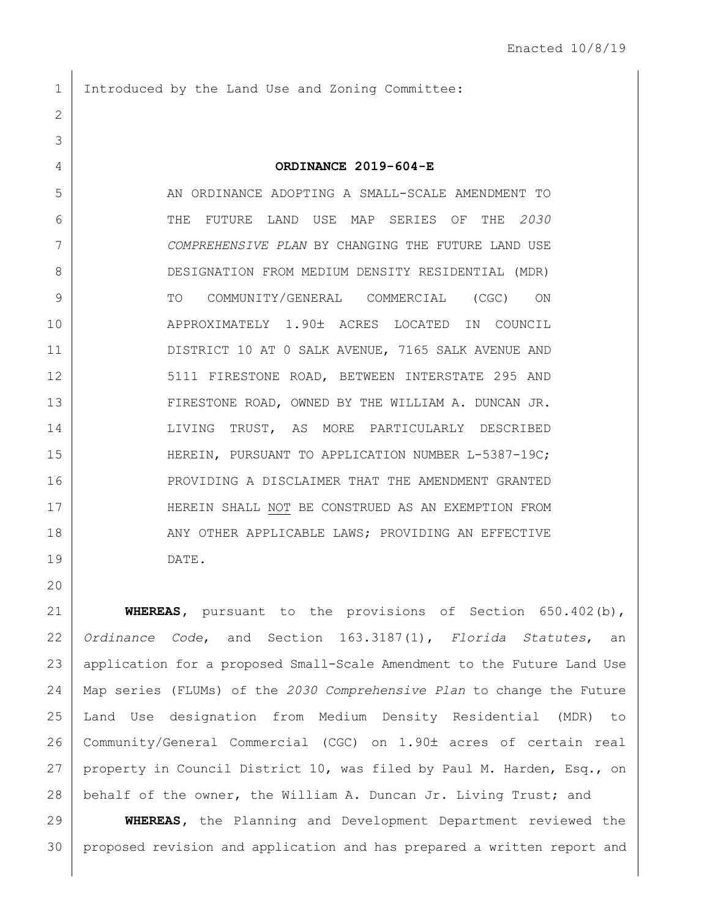Enacted 10/8/19

Introduced by the Land Use and Zoning Committee:

**ORDINANCE 2019-604-E**

AN ORDINANCE ADOPTING A SMALL-SCALE AMENDMENT TO THE FUTURE LAND USE MAP SERIES OF THE *2030 COMPREHENSIVE PLAN* BY CHANGING THE FUTURE LAND USE DESIGNATION FROM MEDIUM DENSITY RESIDENTIAL (MDR) TO COMMUNITY/GENERAL COMMERCIAL (CGC) ON APPROXIMATELY 1.90± ACRES LOCATED IN COUNCIL DISTRICT 10 AT 0 SALK AVENUE, 7165 SALK AVENUE AND 5111 FIRESTONE ROAD, BETWEEN INTERSTATE 295 AND FIRESTONE ROAD, OWNED BY THE WILLIAM A. DUNCAN JR. LIVING TRUST, AS MORE PARTICULARLY DESCRIBED HEREIN, PURSUANT TO APPLICATION NUMBER L-5387-19C; PROVIDING A DISCLAIMER THAT THE AMENDMENT GRANTED HEREIN SHALL NOT BE CONSTRUED AS AN EXEMPTION FROM ANY OTHER APPLICABLE LAWS; PROVIDING AN EFFECTIVE DATE.

**WHEREAS**, pursuant to the provisions of Section 650.402(b), *Ordinance Code*, and Section 163.3187(1), *Florida Statutes*, an application for a proposed Small-Scale Amendment to the Future Land Use Map series (FLUMs) of the *2030 Comprehensive Plan* to change the Future Land Use designation from Medium Density Residential (MDR) to Community/General Commercial (CGC) on 1.90± acres of certain real property in Council District 10, was filed by Paul M. Harden, Esq., on behalf of the owner, the William A. Duncan Jr. Living Trust; and

**WHEREAS**, the Planning and Development Department reviewed the proposed revision and application and has prepared a written report and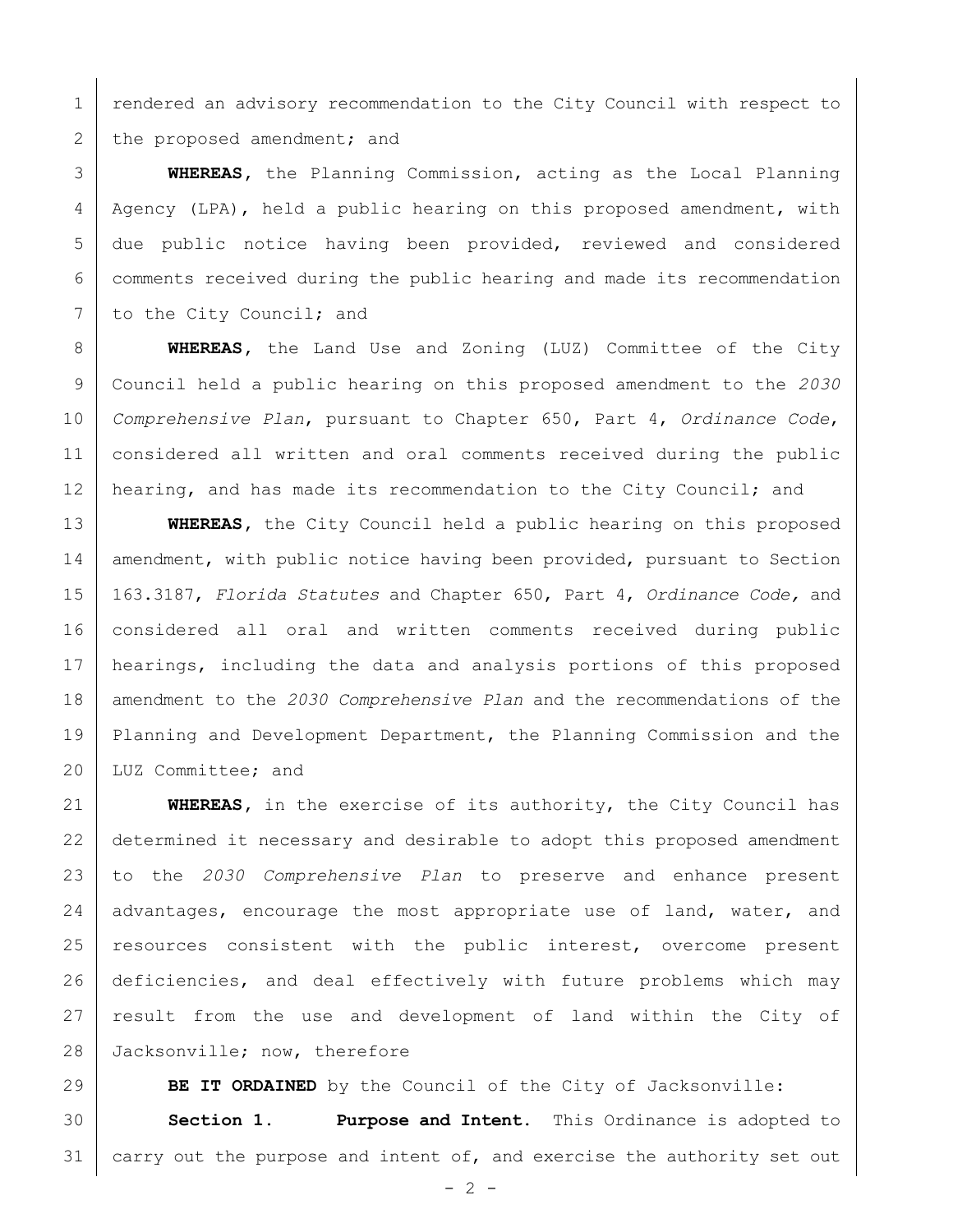rendered an advisory recommendation to the City Council with respect to the proposed amendment; and

**WHEREAS**, the Planning Commission, acting as the Local Planning Agency (LPA), held a public hearing on this proposed amendment, with due public notice having been provided, reviewed and considered comments received during the public hearing and made its recommendation to the City Council; and

**WHEREAS**, the Land Use and Zoning (LUZ) Committee of the City Council held a public hearing on this proposed amendment to the *2030 Comprehensive Plan*, pursuant to Chapter 650, Part 4, *Ordinance Code*, considered all written and oral comments received during the public hearing, and has made its recommendation to the City Council; and

**WHEREAS**, the City Council held a public hearing on this proposed amendment, with public notice having been provided, pursuant to Section 163.3187, *Florida Statutes* and Chapter 650, Part 4, *Ordinance Code,* and considered all oral and written comments received during public hearings, including the data and analysis portions of this proposed amendment to the *2030 Comprehensive Plan* and the recommendations of the Planning and Development Department, the Planning Commission and the LUZ Committee; and

**WHEREAS**, in the exercise of its authority, the City Council has determined it necessary and desirable to adopt this proposed amendment to the *2030 Comprehensive Plan* to preserve and enhance present advantages, encourage the most appropriate use of land, water, and resources consistent with the public interest, overcome present deficiencies, and deal effectively with future problems which may result from the use and development of land within the City of Jacksonville; now, therefore

**BE IT ORDAINED** by the Council of the City of Jacksonville:

**Section 1. Purpose and Intent.** This Ordinance is adopted to carry out the purpose and intent of, and exercise the authority set out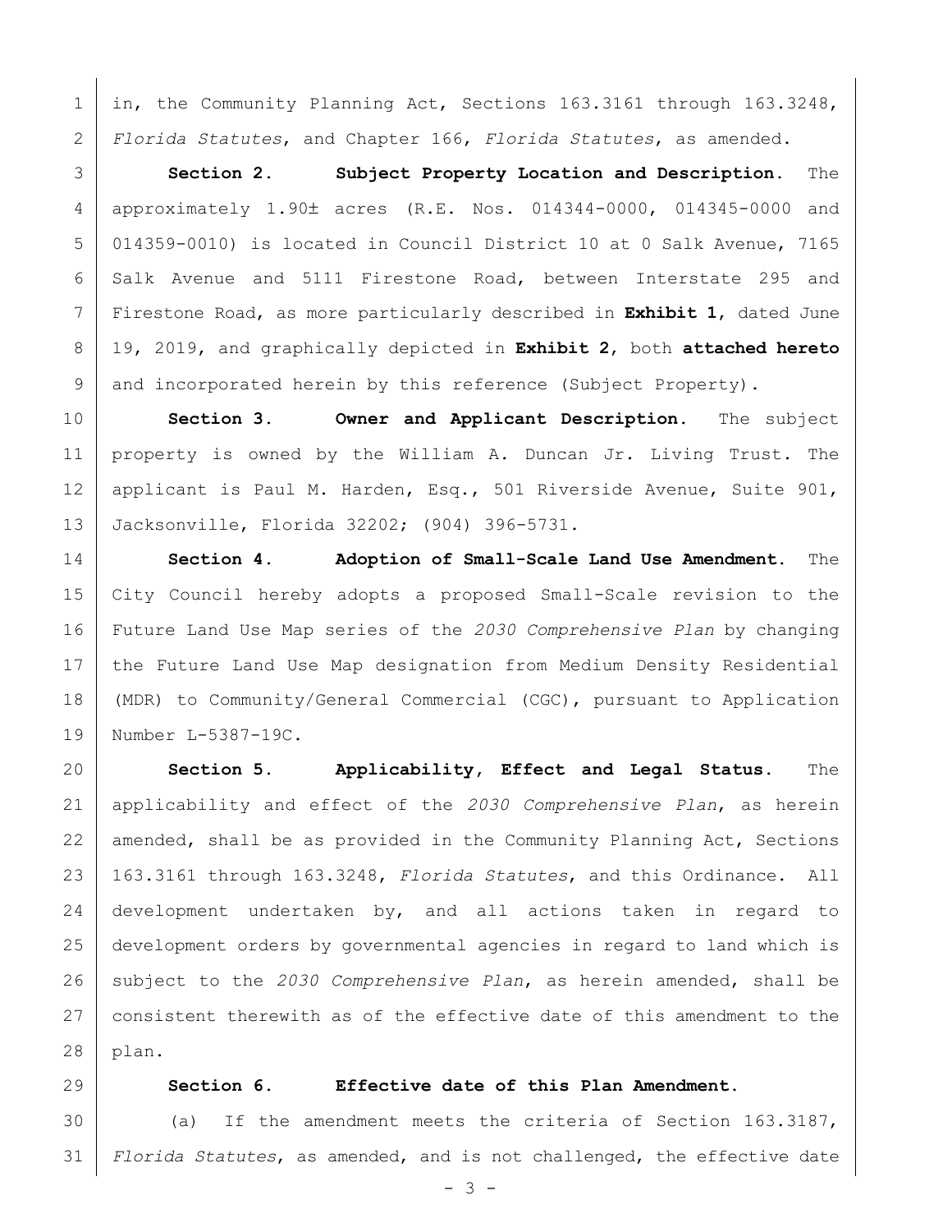in, the Community Planning Act, Sections 163.3161 through 163.3248, *Florida Statutes*, and Chapter 166, *Florida Statutes*, as amended.

**Section 2. Subject Property Location and Description.** The approximately 1.90± acres (R.E. Nos. 014344-0000, 014345-0000 and 014359-0010) is located in Council District 10 at 0 Salk Avenue, 7165 Salk Avenue and 5111 Firestone Road, between Interstate 295 and Firestone Road, as more particularly described in **Exhibit 1**, dated June 19, 2019, and graphically depicted in **Exhibit 2**, both **attached hereto** and incorporated herein by this reference (Subject Property).

**Section 3. Owner and Applicant Description.** The subject property is owned by the William A. Duncan Jr. Living Trust. The applicant is Paul M. Harden, Esq., 501 Riverside Avenue, Suite 901, Jacksonville, Florida 32202; (904) 396-5731.

**Section 4. Adoption of Small-Scale Land Use Amendment.** The City Council hereby adopts a proposed Small-Scale revision to the Future Land Use Map series of the *2030 Comprehensive Plan* by changing the Future Land Use Map designation from Medium Density Residential (MDR) to Community/General Commercial (CGC), pursuant to Application Number L-5387-19C.

**Section 5. Applicability, Effect and Legal Status.** The applicability and effect of the *2030 Comprehensive Plan*, as herein amended, shall be as provided in the Community Planning Act, Sections 163.3161 through 163.3248, *Florida Statutes*, and this Ordinance. All development undertaken by, and all actions taken in regard to development orders by governmental agencies in regard to land which is subject to the *2030 Comprehensive Plan*, as herein amended, shall be consistent therewith as of the effective date of this amendment to the plan.

**Section 6. Effective date of this Plan Amendment.**

(a) If the amendment meets the criteria of Section 163.3187, *Florida Statutes*, as amended, and is not challenged, the effective date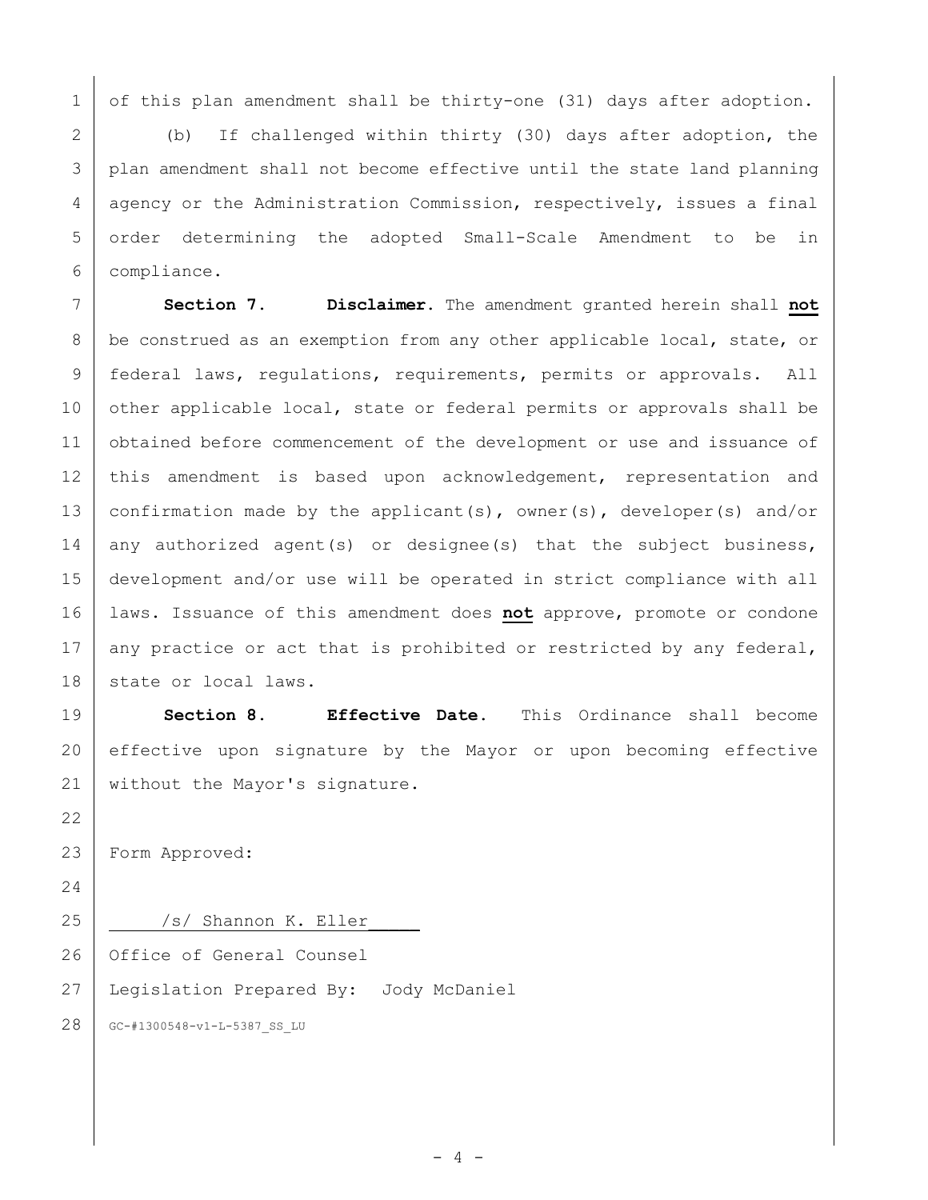of this plan amendment shall be thirty-one (31) days after adoption.

(b) If challenged within thirty (30) days after adoption, the plan amendment shall not become effective until the state land planning agency or the Administration Commission, respectively, issues a final order determining the adopted Small-Scale Amendment to be in compliance.

**Section 7. Disclaimer.** The amendment granted herein shall **not** be construed as an exemption from any other applicable local, state, or federal laws, regulations, requirements, permits or approvals. All other applicable local, state or federal permits or approvals shall be obtained before commencement of the development or use and issuance of this amendment is based upon acknowledgement, representation and confirmation made by the applicant(s), owner(s), developer(s) and/or any authorized agent(s) or designee(s) that the subject business, development and/or use will be operated in strict compliance with all laws. Issuance of this amendment does **not** approve, promote or condone any practice or act that is prohibited or restricted by any federal, state or local laws.

**Section 8. Effective Date.** This Ordinance shall become effective upon signature by the Mayor or upon becoming effective without the Mayor's signature.

Form Approved:

/s/ Shannon K. Eller

Office of General Counsel

Legislation Prepared By: Jody McDaniel

GC-#1300548-v1-L-5387_SS_LU